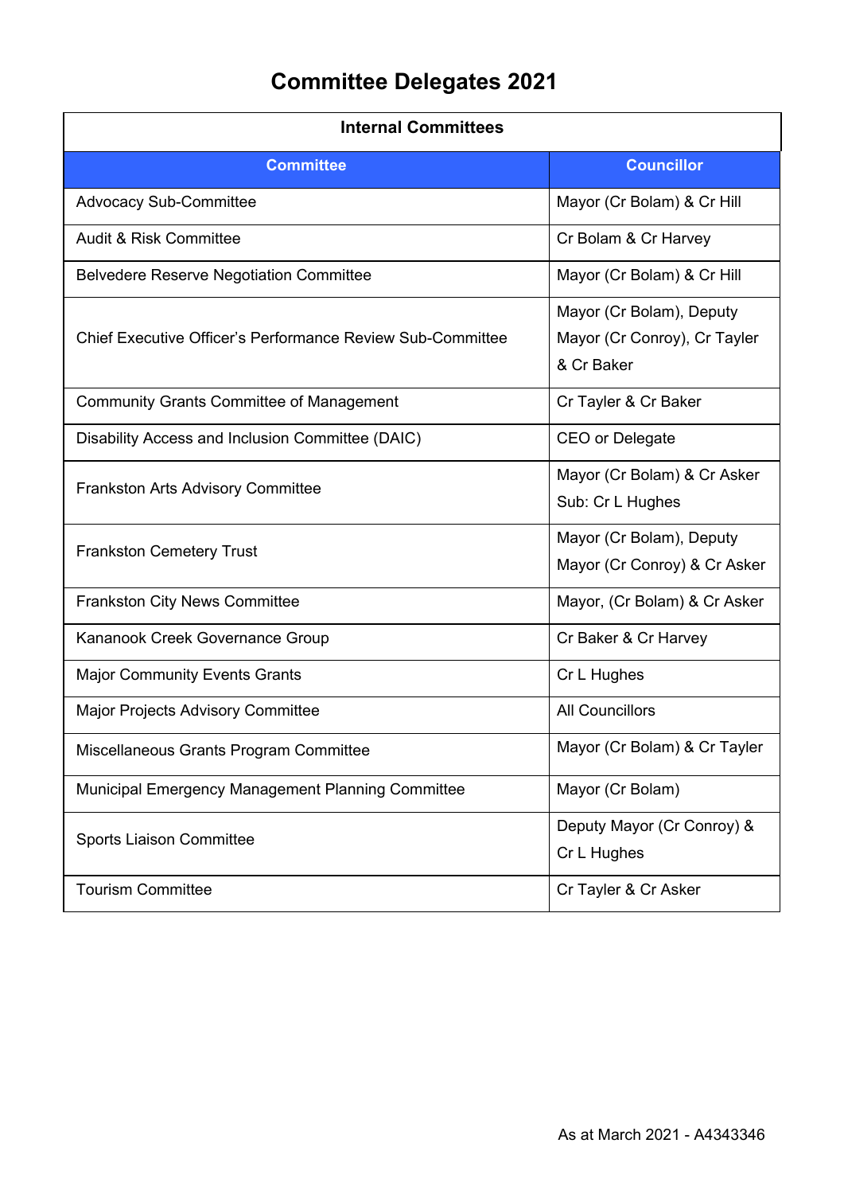# Committee Delegates 2021

| Internal Committees | |
|---|---|
| **Committee** | **Councillor** |
| Advocacy Sub-Committee | Mayor (Cr Bolam) & Cr Hill |
| Audit & Risk Committee | Cr Bolam & Cr Harvey |
| Belvedere Reserve Negotiation Committee | Mayor (Cr Bolam) & Cr Hill |
| Chief Executive Officer's Performance Review Sub-Committee | Mayor (Cr Bolam), Deputy Mayor (Cr Conroy), Cr Tayler & Cr Baker |
| Community Grants Committee of Management | Cr Tayler & Cr Baker |
| Disability Access and Inclusion Committee (DAIC) | CEO or Delegate |
| Frankston Arts Advisory Committee | Mayor (Cr Bolam) & Cr Asker<br>Sub: Cr L Hughes |
| Frankston Cemetery Trust | Mayor (Cr Bolam), Deputy Mayor (Cr Conroy) & Cr Asker |
| Frankston City News Committee | Mayor, (Cr Bolam) & Cr Asker |
| Kananook Creek Governance Group | Cr Baker & Cr Harvey |
| Major Community Events Grants | Cr L Hughes |
| Major Projects Advisory Committee | All Councillors |
| Miscellaneous Grants Program Committee | Mayor (Cr Bolam) & Cr Tayler |
| Municipal Emergency Management Planning Committee | Mayor (Cr Bolam) |
| Sports Liaison Committee | Deputy Mayor (Cr Conroy) & Cr L Hughes |
| Tourism Committee | Cr Tayler & Cr Asker |

As at March 2021 - A4343346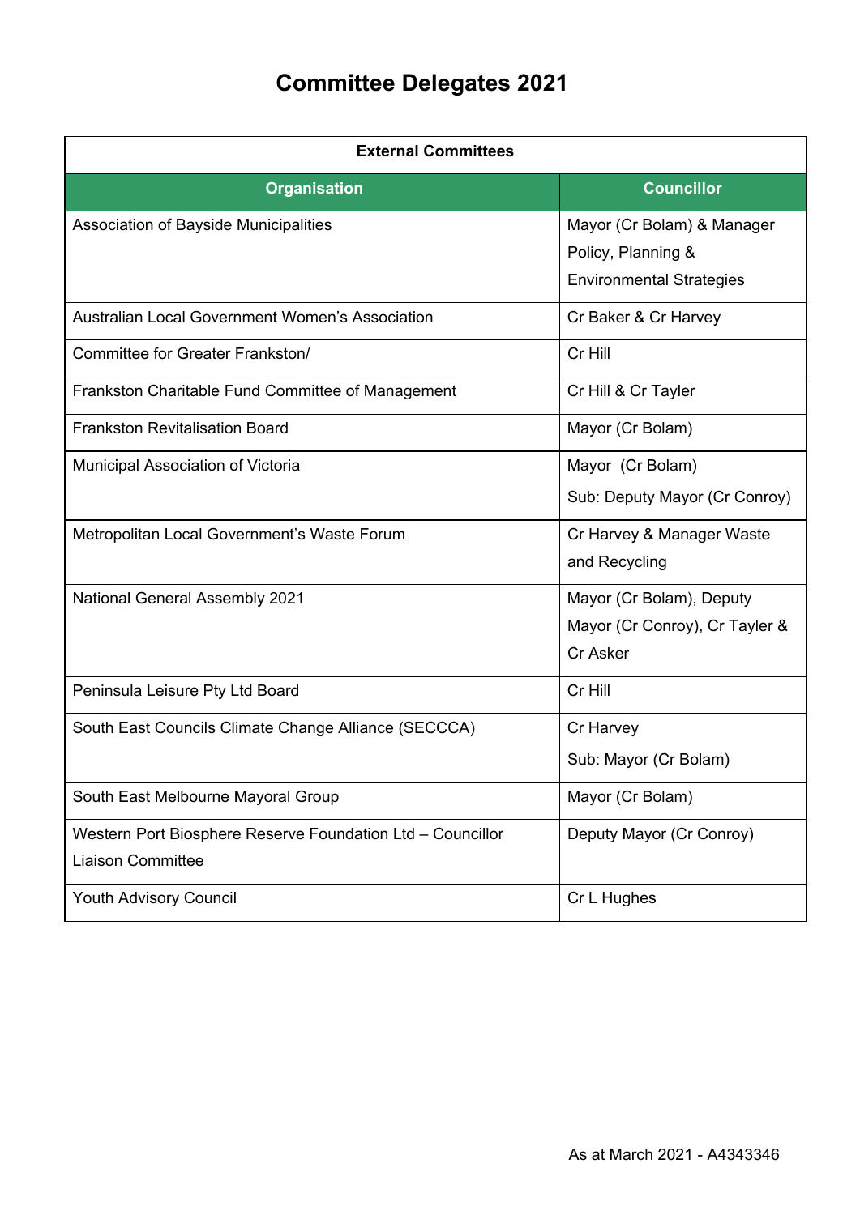# Committee Delegates 2021

| External Committees | |
|---|---|
| **Organisation** | **Councillor** |
| Association of Bayside Municipalities | Mayor (Cr Bolam) & Manager Policy, Planning & Environmental Strategies |
| Australian Local Government Women's Association | Cr Baker & Cr Harvey |
| Committee for Greater Frankston/ | Cr Hill |
| Frankston Charitable Fund Committee of Management | Cr Hill & Cr Tayler |
| Frankston Revitalisation Board | Mayor (Cr Bolam) |
| Municipal Association of Victoria | Mayor (Cr Bolam)<br>Sub: Deputy Mayor (Cr Conroy) |
| Metropolitan Local Government's Waste Forum | Cr Harvey & Manager Waste and Recycling |
| National General Assembly 2021 | Mayor (Cr Bolam), Deputy Mayor (Cr Conroy), Cr Tayler & Cr Asker |
| Peninsula Leisure Pty Ltd Board | Cr Hill |
| South East Councils Climate Change Alliance (SECCCA) | Cr Harvey<br>Sub: Mayor (Cr Bolam) |
| South East Melbourne Mayoral Group | Mayor (Cr Bolam) |
| Western Port Biosphere Reserve Foundation Ltd – Councillor Liaison Committee | Deputy Mayor (Cr Conroy) |
| Youth Advisory Council | Cr L Hughes |

As at March 2021 - A4343346